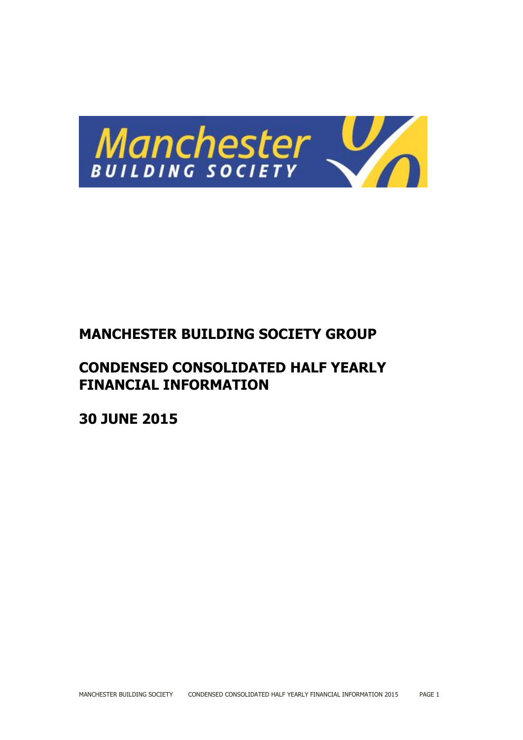# MANCHESTER BUILDING SOCIETY GROUP

## CONDENSED CONSOLIDATED HALF YEARLY FINANCIAL INFORMATION

## 30 JUNE 2015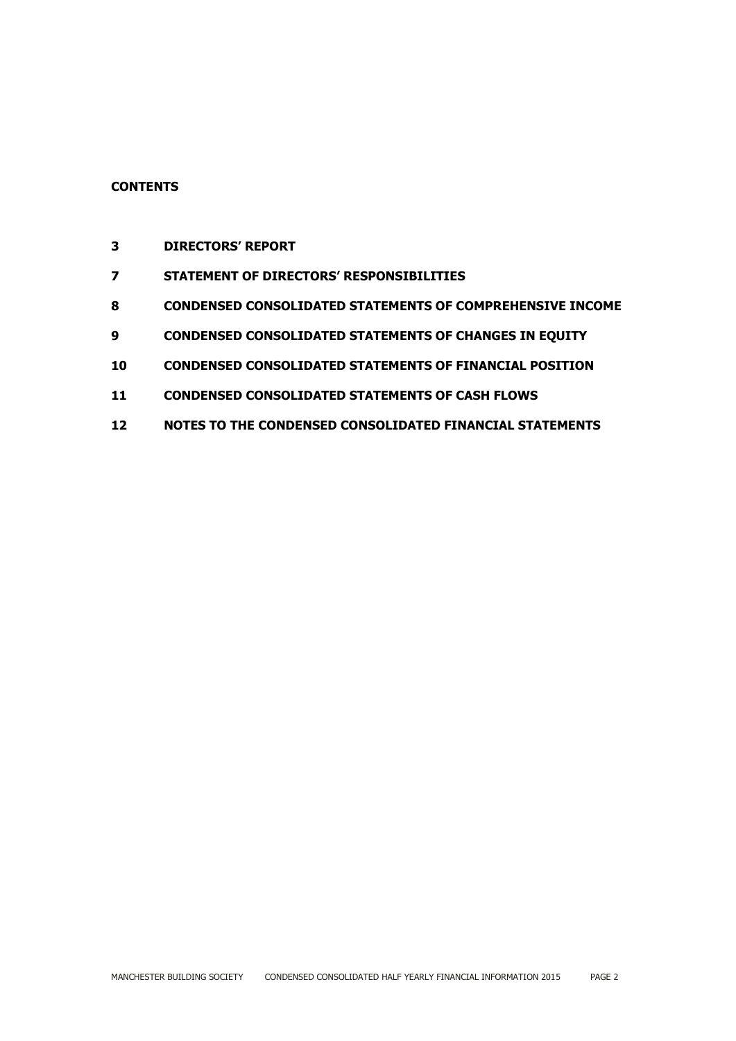**CONTENTS**

| | |
|---|---|
| **3** | **DIRECTORS' REPORT** |
| **7** | **STATEMENT OF DIRECTORS' RESPONSIBILITIES** |
| **8** | **CONDENSED CONSOLIDATED STATEMENTS OF COMPREHENSIVE INCOME** |
| **9** | **CONDENSED CONSOLIDATED STATEMENTS OF CHANGES IN EQUITY** |
| **10** | **CONDENSED CONSOLIDATED STATEMENTS OF FINANCIAL POSITION** |
| **11** | **CONDENSED CONSOLIDATED STATEMENTS OF CASH FLOWS** |
| **12** | **NOTES TO THE CONDENSED CONSOLIDATED FINANCIAL STATEMENTS** |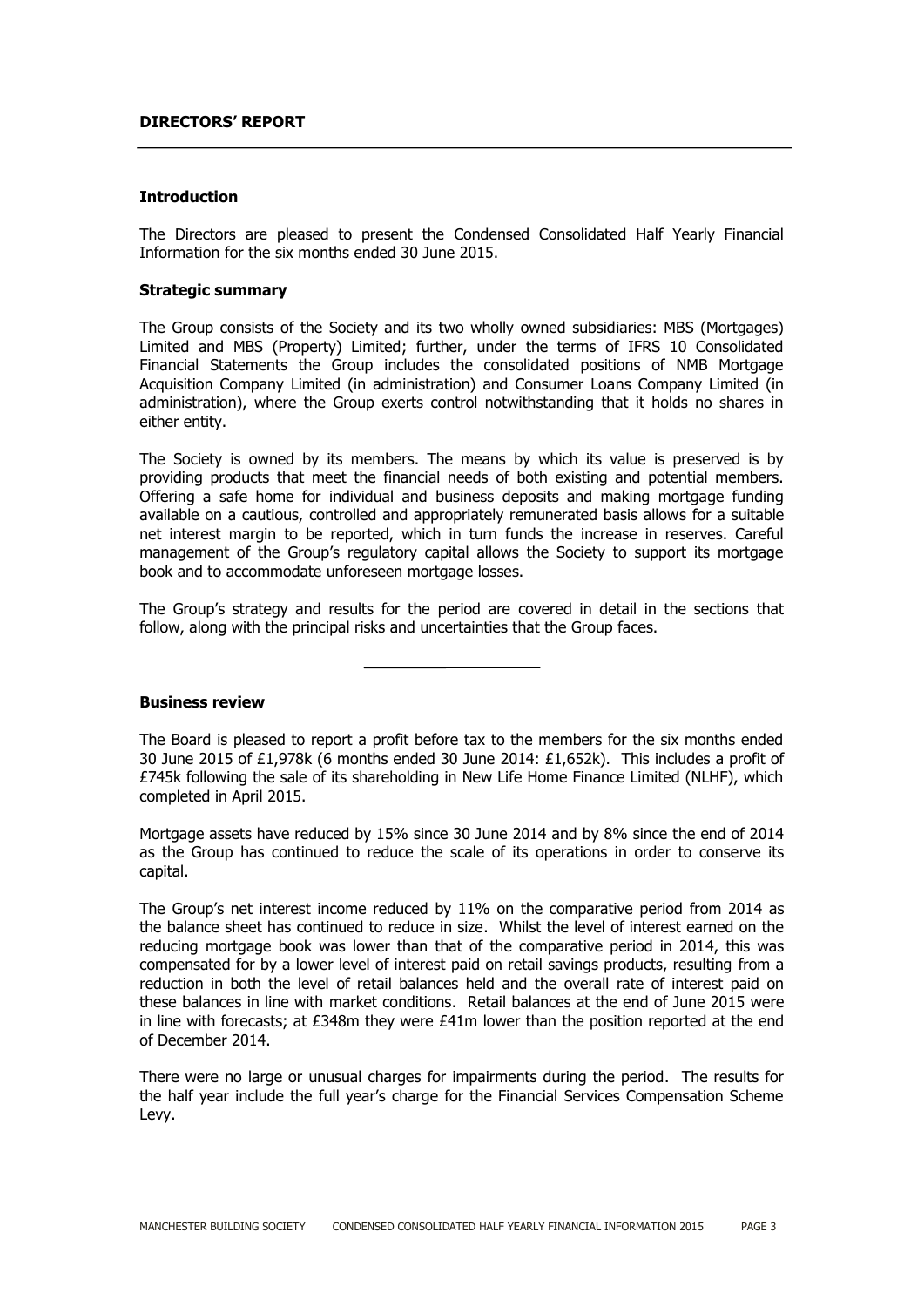# DIRECTORS' REPORT

## Introduction

The Directors are pleased to present the Condensed Consolidated Half Yearly Financial Information for the six months ended 30 June 2015.

## Strategic summary

The Group consists of the Society and its two wholly owned subsidiaries: MBS (Mortgages) Limited and MBS (Property) Limited; further, under the terms of IFRS 10 Consolidated Financial Statements the Group includes the consolidated positions of NMB Mortgage Acquisition Company Limited (in administration) and Consumer Loans Company Limited (in administration), where the Group exerts control notwithstanding that it holds no shares in either entity.

The Society is owned by its members. The means by which its value is preserved is by providing products that meet the financial needs of both existing and potential members. Offering a safe home for individual and business deposits and making mortgage funding available on a cautious, controlled and appropriately remunerated basis allows for a suitable net interest margin to be reported, which in turn funds the increase in reserves. Careful management of the Group's regulatory capital allows the Society to support its mortgage book and to accommodate unforeseen mortgage losses.

The Group's strategy and results for the period are covered in detail in the sections that follow, along with the principal risks and uncertainties that the Group faces.

---

## Business review

The Board is pleased to report a profit before tax to the members for the six months ended 30 June 2015 of £1,978k (6 months ended 30 June 2014: £1,652k). This includes a profit of £745k following the sale of its shareholding in New Life Home Finance Limited (NLHF), which completed in April 2015.

Mortgage assets have reduced by 15% since 30 June 2014 and by 8% since the end of 2014 as the Group has continued to reduce the scale of its operations in order to conserve its capital.

The Group's net interest income reduced by 11% on the comparative period from 2014 as the balance sheet has continued to reduce in size. Whilst the level of interest earned on the reducing mortgage book was lower than that of the comparative period in 2014, this was compensated for by a lower level of interest paid on retail savings products, resulting from a reduction in both the level of retail balances held and the overall rate of interest paid on these balances in line with market conditions. Retail balances at the end of June 2015 were in line with forecasts; at £348m they were £41m lower than the position reported at the end of December 2014.

There were no large or unusual charges for impairments during the period. The results for the half year include the full year's charge for the Financial Services Compensation Scheme Levy.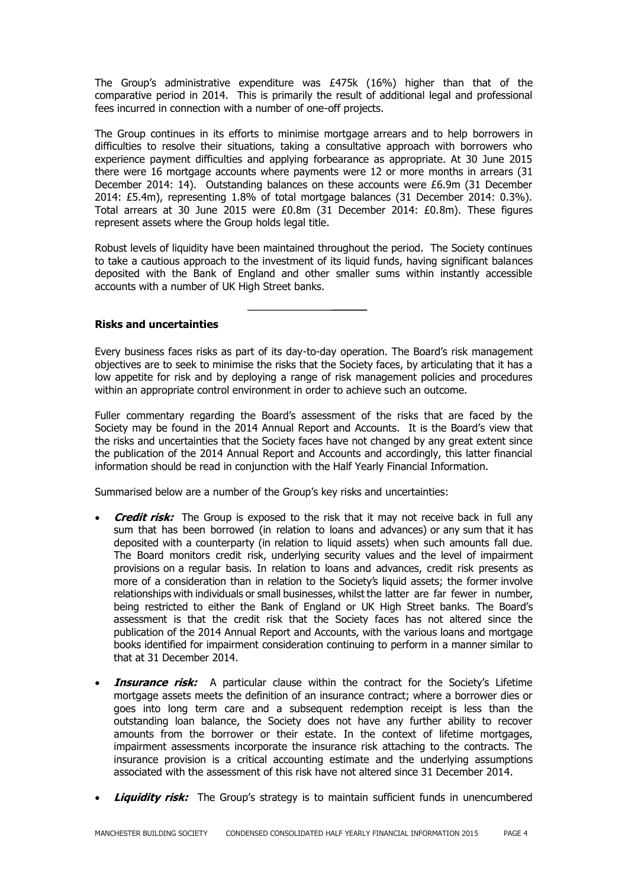The Group's administrative expenditure was £475k (16%) higher than that of the comparative period in 2014. This is primarily the result of additional legal and professional fees incurred in connection with a number of one-off projects.

The Group continues in its efforts to minimise mortgage arrears and to help borrowers in difficulties to resolve their situations, taking a consultative approach with borrowers who experience payment difficulties and applying forbearance as appropriate. At 30 June 2015 there were 16 mortgage accounts where payments were 12 or more months in arrears (31 December 2014: 14). Outstanding balances on these accounts were £6.9m (31 December 2014: £5.4m), representing 1.8% of total mortgage balances (31 December 2014: 0.3%). Total arrears at 30 June 2015 were £0.8m (31 December 2014: £0.8m). These figures represent assets where the Group holds legal title.

Robust levels of liquidity have been maintained throughout the period. The Society continues to take a cautious approach to the investment of its liquid funds, having significant balances deposited with the Bank of England and other smaller sums within instantly accessible accounts with a number of UK High Street banks.

---

**Risks and uncertainties**

Every business faces risks as part of its day-to-day operation. The Board's risk management objectives are to seek to minimise the risks that the Society faces, by articulating that it has a low appetite for risk and by deploying a range of risk management policies and procedures within an appropriate control environment in order to achieve such an outcome.

Fuller commentary regarding the Board's assessment of the risks that are faced by the Society may be found in the 2014 Annual Report and Accounts. It is the Board's view that the risks and uncertainties that the Society faces have not changed by any great extent since the publication of the 2014 Annual Report and Accounts and accordingly, this latter financial information should be read in conjunction with the Half Yearly Financial Information.

Summarised below are a number of the Group's key risks and uncertainties:

- ***Credit risk:*** The Group is exposed to the risk that it may not receive back in full any sum that has been borrowed (in relation to loans and advances) or any sum that it has deposited with a counterparty (in relation to liquid assets) when such amounts fall due. The Board monitors credit risk, underlying security values and the level of impairment provisions on a regular basis. In relation to loans and advances, credit risk presents as more of a consideration than in relation to the Society's liquid assets; the former involve relationships with individuals or small businesses, whilst the latter are far fewer in number, being restricted to either the Bank of England or UK High Street banks. The Board's assessment is that the credit risk that the Society faces has not altered since the publication of the 2014 Annual Report and Accounts, with the various loans and mortgage books identified for impairment consideration continuing to perform in a manner similar to that at 31 December 2014.

- ***Insurance risk:*** A particular clause within the contract for the Society's Lifetime mortgage assets meets the definition of an insurance contract; where a borrower dies or goes into long term care and a subsequent redemption receipt is less than the outstanding loan balance, the Society does not have any further ability to recover amounts from the borrower or their estate. In the context of lifetime mortgages, impairment assessments incorporate the insurance risk attaching to the contracts. The insurance provision is a critical accounting estimate and the underlying assumptions associated with the assessment of this risk have not altered since 31 December 2014.

- ***Liquidity risk:*** The Group's strategy is to maintain sufficient funds in unencumbered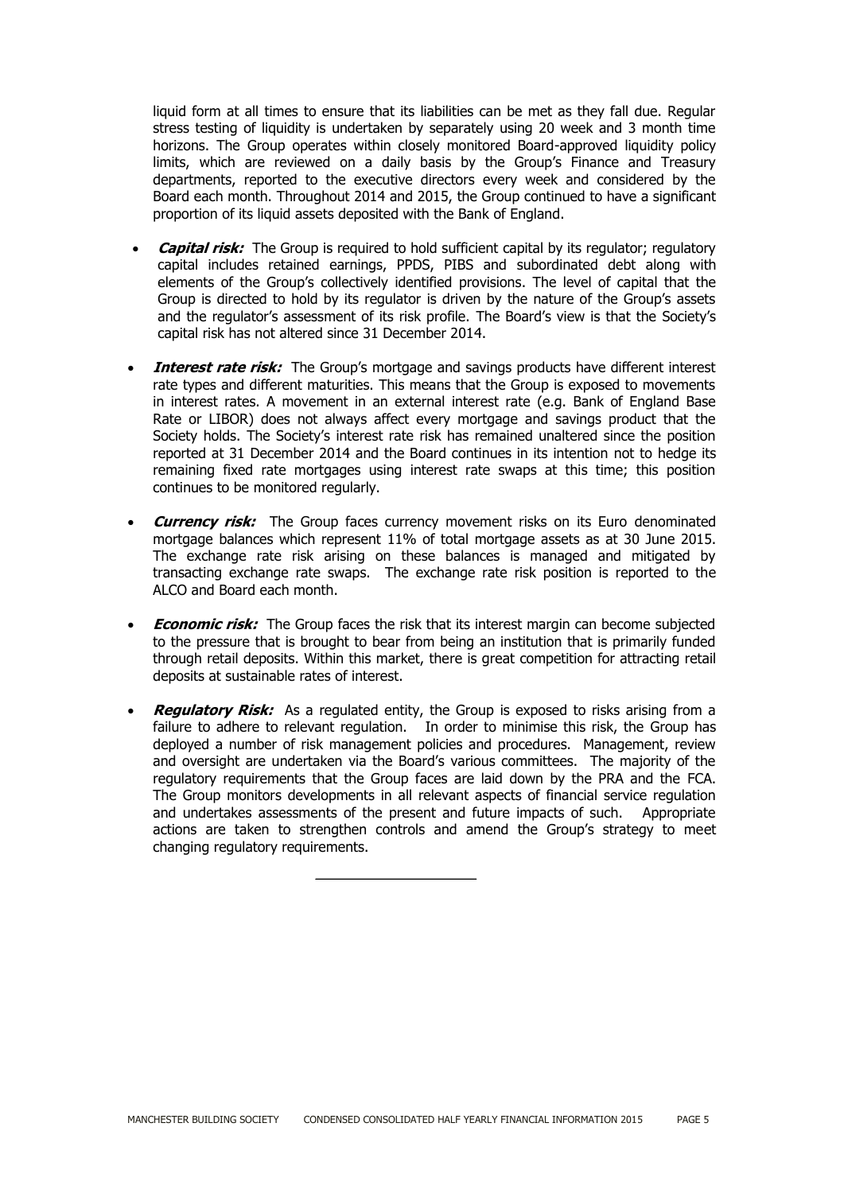liquid form at all times to ensure that its liabilities can be met as they fall due. Regular stress testing of liquidity is undertaken by separately using 20 week and 3 month time horizons. The Group operates within closely monitored Board-approved liquidity policy limits, which are reviewed on a daily basis by the Group's Finance and Treasury departments, reported to the executive directors every week and considered by the Board each month. Throughout 2014 and 2015, the Group continued to have a significant proportion of its liquid assets deposited with the Bank of England.

- ***Capital risk:*** The Group is required to hold sufficient capital by its regulator; regulatory capital includes retained earnings, PPDS, PIBS and subordinated debt along with elements of the Group's collectively identified provisions. The level of capital that the Group is directed to hold by its regulator is driven by the nature of the Group's assets and the regulator's assessment of its risk profile. The Board's view is that the Society's capital risk has not altered since 31 December 2014.

- ***Interest rate risk:*** The Group's mortgage and savings products have different interest rate types and different maturities. This means that the Group is exposed to movements in interest rates. A movement in an external interest rate (e.g. Bank of England Base Rate or LIBOR) does not always affect every mortgage and savings product that the Society holds. The Society's interest rate risk has remained unaltered since the position reported at 31 December 2014 and the Board continues in its intention not to hedge its remaining fixed rate mortgages using interest rate swaps at this time; this position continues to be monitored regularly.

- ***Currency risk:*** The Group faces currency movement risks on its Euro denominated mortgage balances which represent 11% of total mortgage assets as at 30 June 2015. The exchange rate risk arising on these balances is managed and mitigated by transacting exchange rate swaps. The exchange rate risk position is reported to the ALCO and Board each month.

- ***Economic risk:*** The Group faces the risk that its interest margin can become subjected to the pressure that is brought to bear from being an institution that is primarily funded through retail deposits. Within this market, there is great competition for attracting retail deposits at sustainable rates of interest.

- ***Regulatory Risk:*** As a regulated entity, the Group is exposed to risks arising from a failure to adhere to relevant regulation. In order to minimise this risk, the Group has deployed a number of risk management policies and procedures. Management, review and oversight are undertaken via the Board's various committees. The majority of the regulatory requirements that the Group faces are laid down by the PRA and the FCA. The Group monitors developments in all relevant aspects of financial service regulation and undertakes assessments of the present and future impacts of such. Appropriate actions are taken to strengthen controls and amend the Group's strategy to meet changing regulatory requirements.

---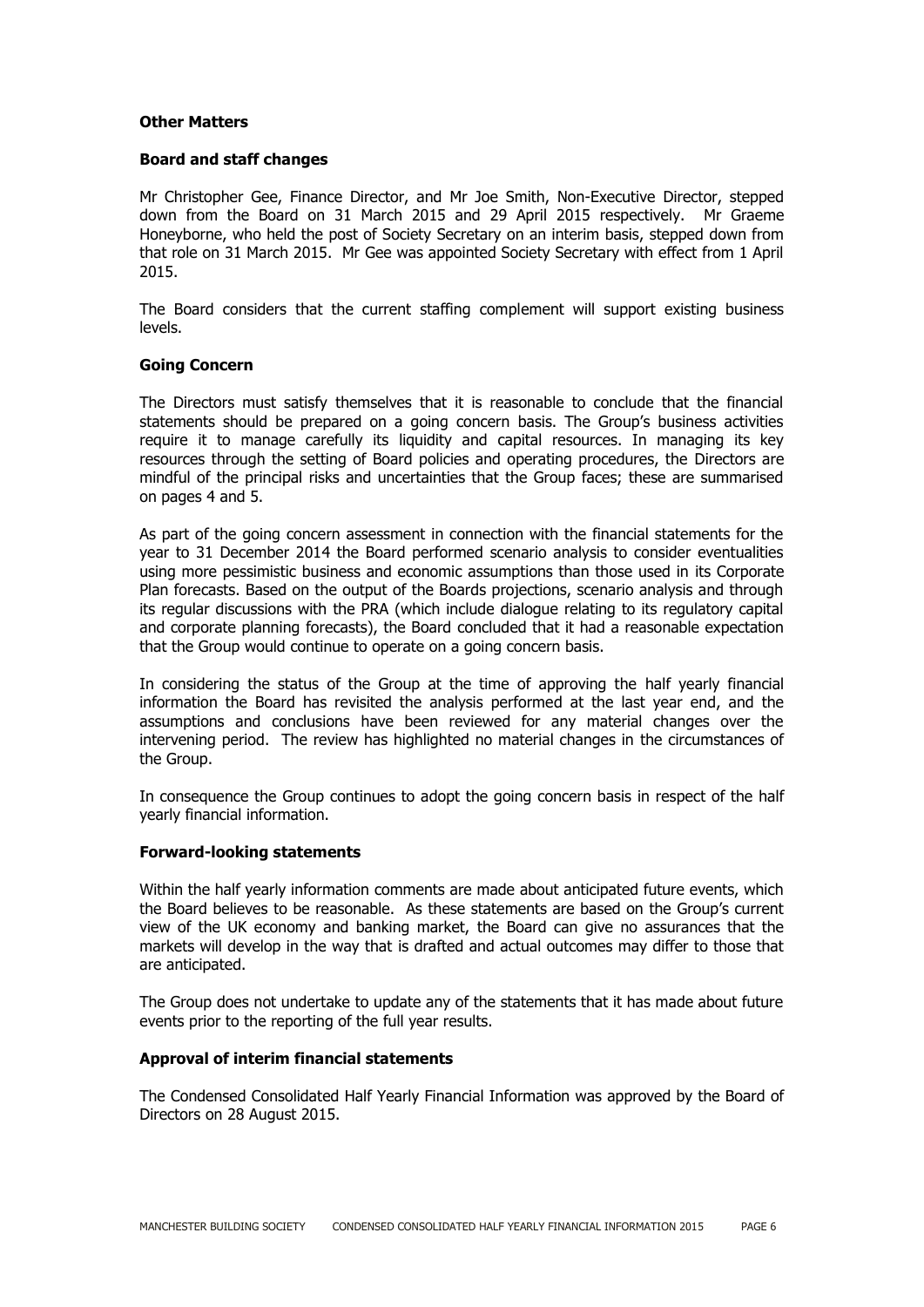## Other Matters

### Board and staff changes

Mr Christopher Gee, Finance Director, and Mr Joe Smith, Non-Executive Director, stepped down from the Board on 31 March 2015 and 29 April 2015 respectively. Mr Graeme Honeyborne, who held the post of Society Secretary on an interim basis, stepped down from that role on 31 March 2015. Mr Gee was appointed Society Secretary with effect from 1 April 2015.

The Board considers that the current staffing complement will support existing business levels.

### Going Concern

The Directors must satisfy themselves that it is reasonable to conclude that the financial statements should be prepared on a going concern basis. The Group's business activities require it to manage carefully its liquidity and capital resources. In managing its key resources through the setting of Board policies and operating procedures, the Directors are mindful of the principal risks and uncertainties that the Group faces; these are summarised on pages 4 and 5.

As part of the going concern assessment in connection with the financial statements for the year to 31 December 2014 the Board performed scenario analysis to consider eventualities using more pessimistic business and economic assumptions than those used in its Corporate Plan forecasts. Based on the output of the Boards projections, scenario analysis and through its regular discussions with the PRA (which include dialogue relating to its regulatory capital and corporate planning forecasts), the Board concluded that it had a reasonable expectation that the Group would continue to operate on a going concern basis.

In considering the status of the Group at the time of approving the half yearly financial information the Board has revisited the analysis performed at the last year end, and the assumptions and conclusions have been reviewed for any material changes over the intervening period. The review has highlighted no material changes in the circumstances of the Group.

In consequence the Group continues to adopt the going concern basis in respect of the half yearly financial information.

### Forward-looking statements

Within the half yearly information comments are made about anticipated future events, which the Board believes to be reasonable. As these statements are based on the Group's current view of the UK economy and banking market, the Board can give no assurances that the markets will develop in the way that is drafted and actual outcomes may differ to those that are anticipated.

The Group does not undertake to update any of the statements that it has made about future events prior to the reporting of the full year results.

### Approval of interim financial statements

The Condensed Consolidated Half Yearly Financial Information was approved by the Board of Directors on 28 August 2015.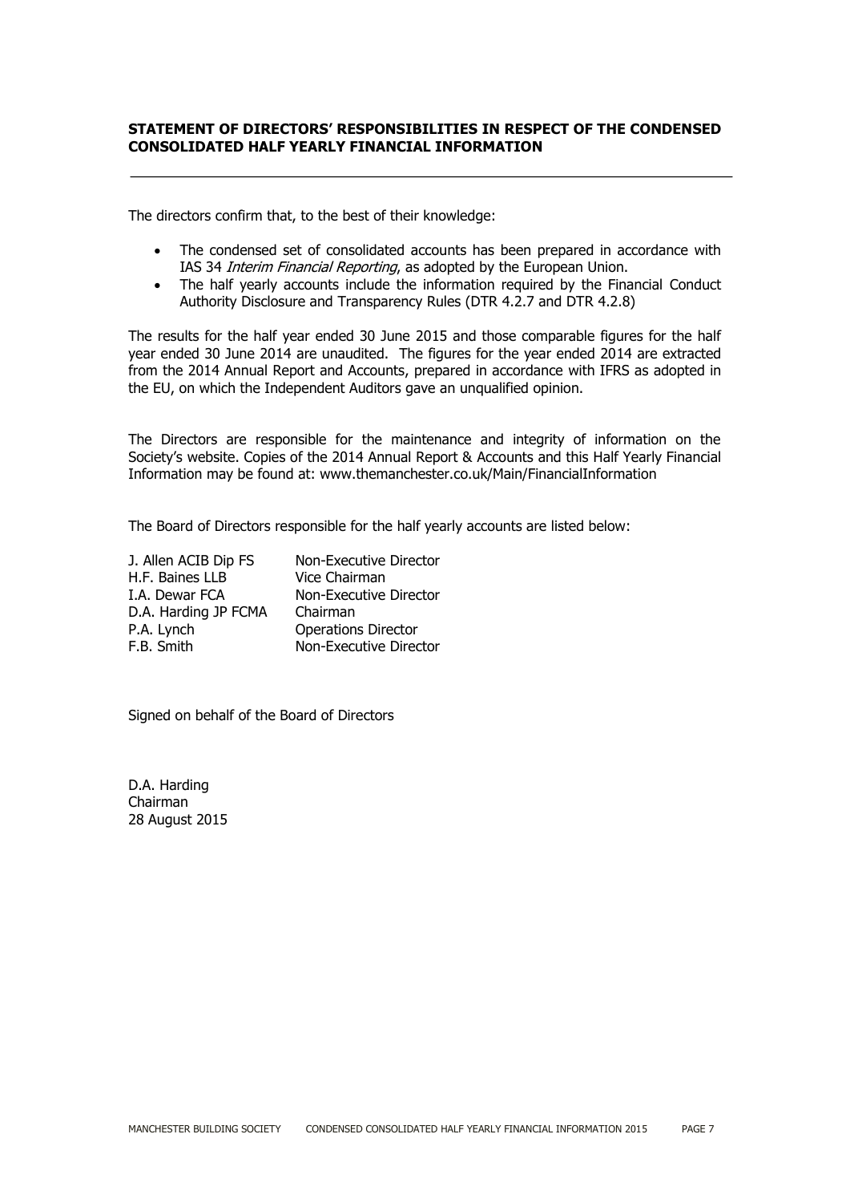## STATEMENT OF DIRECTORS' RESPONSIBILITIES IN RESPECT OF THE CONDENSED CONSOLIDATED HALF YEARLY FINANCIAL INFORMATION

The directors confirm that, to the best of their knowledge:

- The condensed set of consolidated accounts has been prepared in accordance with IAS 34 *Interim Financial Reporting*, as adopted by the European Union.
- The half yearly accounts include the information required by the Financial Conduct Authority Disclosure and Transparency Rules (DTR 4.2.7 and DTR 4.2.8)

The results for the half year ended 30 June 2015 and those comparable figures for the half year ended 30 June 2014 are unaudited. The figures for the year ended 2014 are extracted from the 2014 Annual Report and Accounts, prepared in accordance with IFRS as adopted in the EU, on which the Independent Auditors gave an unqualified opinion.

The Directors are responsible for the maintenance and integrity of information on the Society's website. Copies of the 2014 Annual Report & Accounts and this Half Yearly Financial Information may be found at: www.themanchester.co.uk/Main/FinancialInformation

The Board of Directors responsible for the half yearly accounts are listed below:

| | |
|---|---|
| J. Allen ACIB Dip FS | Non-Executive Director |
| H.F. Baines LLB | Vice Chairman |
| I.A. Dewar FCA | Non-Executive Director |
| D.A. Harding JP FCMA | Chairman |
| P.A. Lynch | Operations Director |
| F.B. Smith | Non-Executive Director |

Signed on behalf of the Board of Directors

D.A. Harding
Chairman
28 August 2015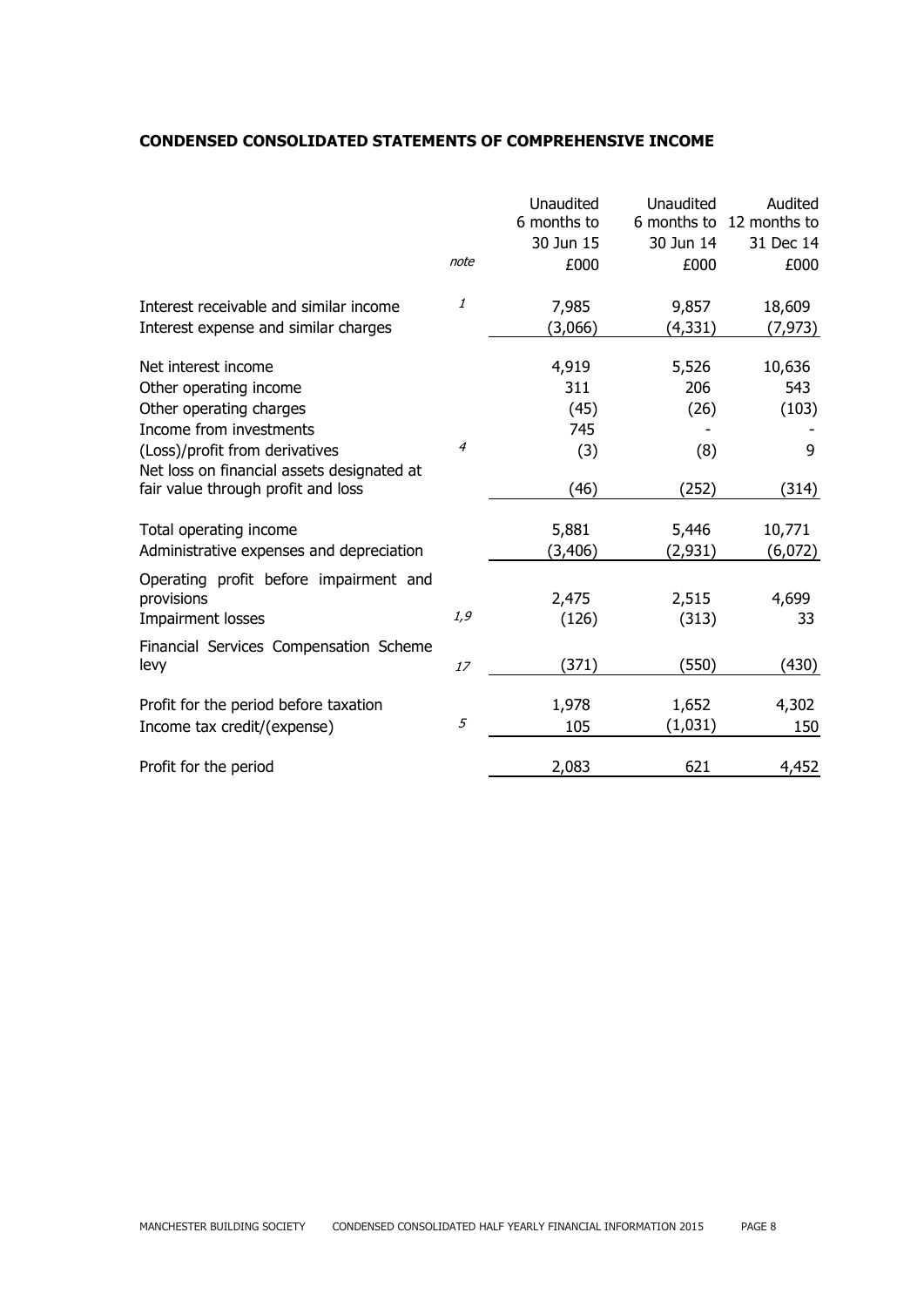**CONDENSED CONSOLIDATED STATEMENTS OF COMPREHENSIVE INCOME**

| | note | Unaudited 6 months to 30 Jun 15 £000 | Unaudited 6 months to 30 Jun 14 £000 | Audited 12 months to 31 Dec 14 £000 |
|---|---|---|---|---|
| Interest receivable and similar income | *1* | 7,985 | 9,857 | 18,609 |
| Interest expense and similar charges | | (3,066) | (4,331) | (7,973) |
| Net interest income | | 4,919 | 5,526 | 10,636 |
| Other operating income | | 311 | 206 | 543 |
| Other operating charges | | (45) | (26) | (103) |
| Income from investments | | 745 | - | - |
| (Loss)/profit from derivatives | *4* | (3) | (8) | 9 |
| Net loss on financial assets designated at fair value through profit and loss | | (46) | (252) | (314) |
| Total operating income | | 5,881 | 5,446 | 10,771 |
| Administrative expenses and depreciation | | (3,406) | (2,931) | (6,072) |
| Operating profit before impairment and provisions | | 2,475 | 2,515 | 4,699 |
| Impairment losses | *1,9* | (126) | (313) | 33 |
| Financial Services Compensation Scheme levy | *17* | (371) | (550) | (430) |
| Profit for the period before taxation | | 1,978 | 1,652 | 4,302 |
| Income tax credit/(expense) | *5* | 105 | (1,031) | 150 |
| Profit for the period | | 2,083 | 621 | 4,452 |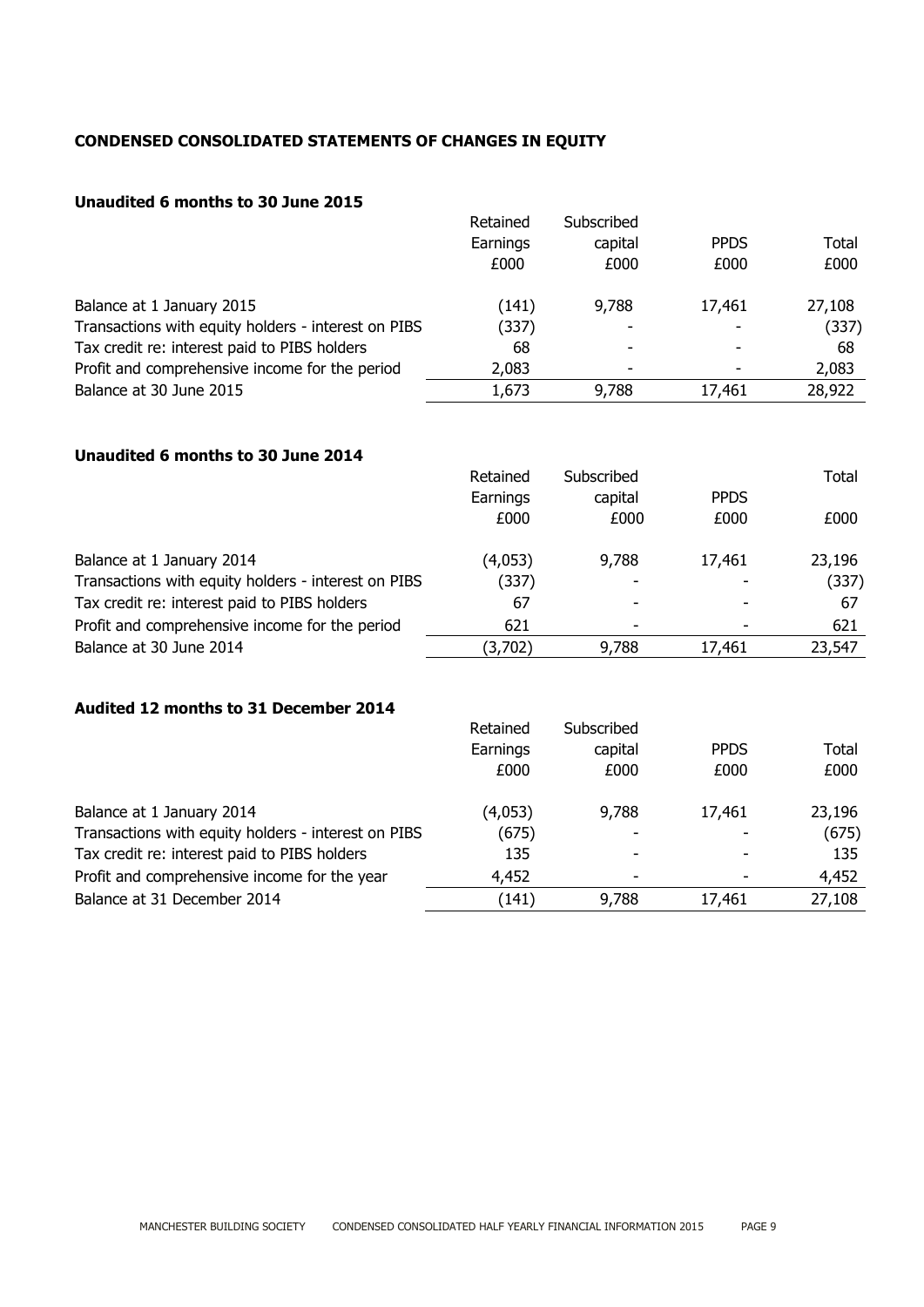## CONDENSED CONSOLIDATED STATEMENTS OF CHANGES IN EQUITY

### Unaudited 6 months to 30 June 2015

| | Retained Earnings £000 | Subscribed capital £000 | PPDS £000 | Total £000 |
|---|---|---|---|---|
| Balance at 1 January 2015 | (141) | 9,788 | 17,461 | 27,108 |
| Transactions with equity holders - interest on PIBS | (337) | - | - | (337) |
| Tax credit re: interest paid to PIBS holders | 68 | - | - | 68 |
| Profit and comprehensive income for the period | 2,083 | - | - | 2,083 |
| Balance at 30 June 2015 | 1,673 | 9,788 | 17,461 | 28,922 |

### Unaudited 6 months to 30 June 2014

| | Retained Earnings £000 | Subscribed capital £000 | PPDS £000 | Total £000 |
|---|---|---|---|---|
| Balance at 1 January 2014 | (4,053) | 9,788 | 17,461 | 23,196 |
| Transactions with equity holders - interest on PIBS | (337) | - | - | (337) |
| Tax credit re: interest paid to PIBS holders | 67 | - | - | 67 |
| Profit and comprehensive income for the period | 621 | - | - | 621 |
| Balance at 30 June 2014 | (3,702) | 9,788 | 17,461 | 23,547 |

### Audited 12 months to 31 December 2014

| | Retained Earnings £000 | Subscribed capital £000 | PPDS £000 | Total £000 |
|---|---|---|---|---|
| Balance at 1 January 2014 | (4,053) | 9,788 | 17,461 | 23,196 |
| Transactions with equity holders - interest on PIBS | (675) | - | - | (675) |
| Tax credit re: interest paid to PIBS holders | 135 | - | - | 135 |
| Profit and comprehensive income for the year | 4,452 | - | - | 4,452 |
| Balance at 31 December 2014 | (141) | 9,788 | 17,461 | 27,108 |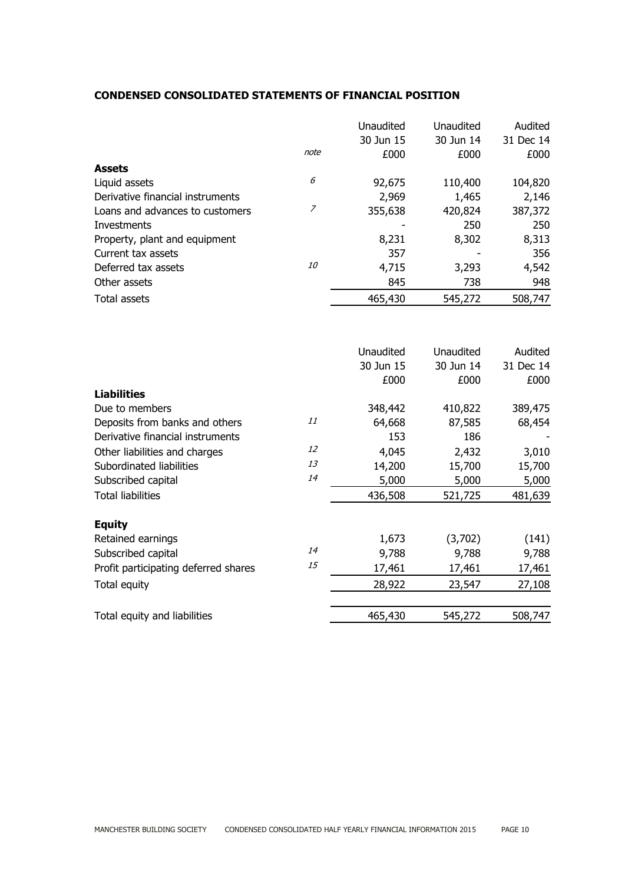**CONDENSED CONSOLIDATED STATEMENTS OF FINANCIAL POSITION**

| | note | Unaudited 30 Jun 15 £000 | Unaudited 30 Jun 14 £000 | Audited 31 Dec 14 £000 |
|---|---|---|---|---|
| **Assets** | | | | |
| Liquid assets | *6* | 92,675 | 110,400 | 104,820 |
| Derivative financial instruments | | 2,969 | 1,465 | 2,146 |
| Loans and advances to customers | *7* | 355,638 | 420,824 | 387,372 |
| Investments | | - | 250 | 250 |
| Property, plant and equipment | | 8,231 | 8,302 | 8,313 |
| Current tax assets | | 357 | - | 356 |
| Deferred tax assets | *10* | 4,715 | 3,293 | 4,542 |
| Other assets | | 845 | 738 | 948 |
| Total assets | | 465,430 | 545,272 | 508,747 |

| | note | Unaudited 30 Jun 15 £000 | Unaudited 30 Jun 14 £000 | Audited 31 Dec 14 £000 |
|---|---|---|---|---|
| **Liabilities** | | | | |
| Due to members | | 348,442 | 410,822 | 389,475 |
| Deposits from banks and others | *11* | 64,668 | 87,585 | 68,454 |
| Derivative financial instruments | | 153 | 186 | - |
| Other liabilities and charges | *12* | 4,045 | 2,432 | 3,010 |
| Subordinated liabilities | *13* | 14,200 | 15,700 | 15,700 |
| Subscribed capital | *14* | 5,000 | 5,000 | 5,000 |
| Total liabilities | | 436,508 | 521,725 | 481,639 |
| **Equity** | | | | |
| Retained earnings | | 1,673 | (3,702) | (141) |
| Subscribed capital | *14* | 9,788 | 9,788 | 9,788 |
| Profit participating deferred shares | *15* | 17,461 | 17,461 | 17,461 |
| Total equity | | 28,922 | 23,547 | 27,108 |
| Total equity and liabilities | | 465,430 | 545,272 | 508,747 |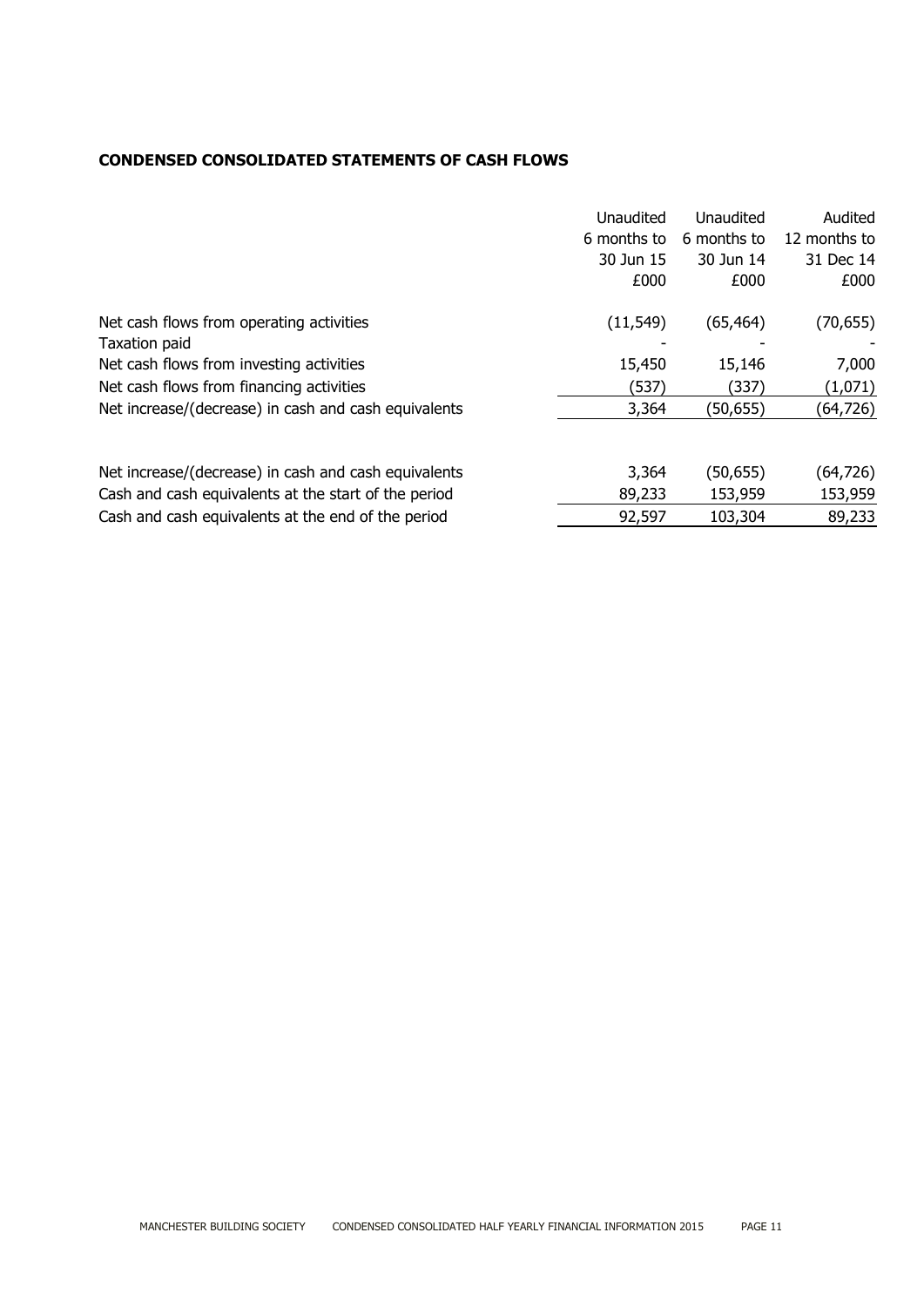**CONDENSED CONSOLIDATED STATEMENTS OF CASH FLOWS**

| | Unaudited 6 months to 30 Jun 15 £000 | Unaudited 6 months to 30 Jun 14 £000 | Audited 12 months to 31 Dec 14 £000 |
|---|---|---|---|
| Net cash flows from operating activities | (11,549) | (65,464) | (70,655) |
| Taxation paid | - | - | - |
| Net cash flows from investing activities | 15,450 | 15,146 | 7,000 |
| Net cash flows from financing activities | (537) | (337) | (1,071) |
| Net increase/(decrease) in cash and cash equivalents | 3,364 | (50,655) | (64,726) |
| | | | |
| Net increase/(decrease) in cash and cash equivalents | 3,364 | (50,655) | (64,726) |
| Cash and cash equivalents at the start of the period | 89,233 | 153,959 | 153,959 |
| Cash and cash equivalents at the end of the period | 92,597 | 103,304 | 89,233 |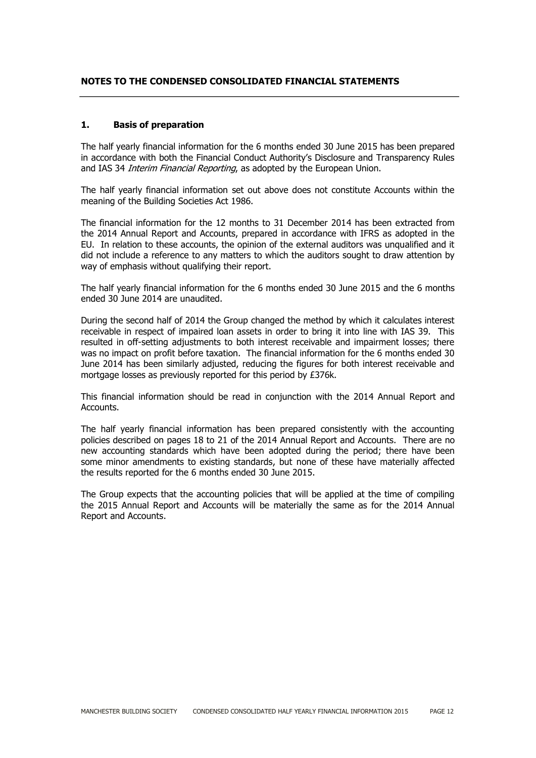# NOTES TO THE CONDENSED CONSOLIDATED FINANCIAL STATEMENTS

## 1. Basis of preparation

The half yearly financial information for the 6 months ended 30 June 2015 has been prepared in accordance with both the Financial Conduct Authority's Disclosure and Transparency Rules and IAS 34 *Interim Financial Reporting*, as adopted by the European Union.

The half yearly financial information set out above does not constitute Accounts within the meaning of the Building Societies Act 1986.

The financial information for the 12 months to 31 December 2014 has been extracted from the 2014 Annual Report and Accounts, prepared in accordance with IFRS as adopted in the EU. In relation to these accounts, the opinion of the external auditors was unqualified and it did not include a reference to any matters to which the auditors sought to draw attention by way of emphasis without qualifying their report.

The half yearly financial information for the 6 months ended 30 June 2015 and the 6 months ended 30 June 2014 are unaudited.

During the second half of 2014 the Group changed the method by which it calculates interest receivable in respect of impaired loan assets in order to bring it into line with IAS 39. This resulted in off-setting adjustments to both interest receivable and impairment losses; there was no impact on profit before taxation. The financial information for the 6 months ended 30 June 2014 has been similarly adjusted, reducing the figures for both interest receivable and mortgage losses as previously reported for this period by £376k.

This financial information should be read in conjunction with the 2014 Annual Report and Accounts.

The half yearly financial information has been prepared consistently with the accounting policies described on pages 18 to 21 of the 2014 Annual Report and Accounts. There are no new accounting standards which have been adopted during the period; there have been some minor amendments to existing standards, but none of these have materially affected the results reported for the 6 months ended 30 June 2015.

The Group expects that the accounting policies that will be applied at the time of compiling the 2015 Annual Report and Accounts will be materially the same as for the 2014 Annual Report and Accounts.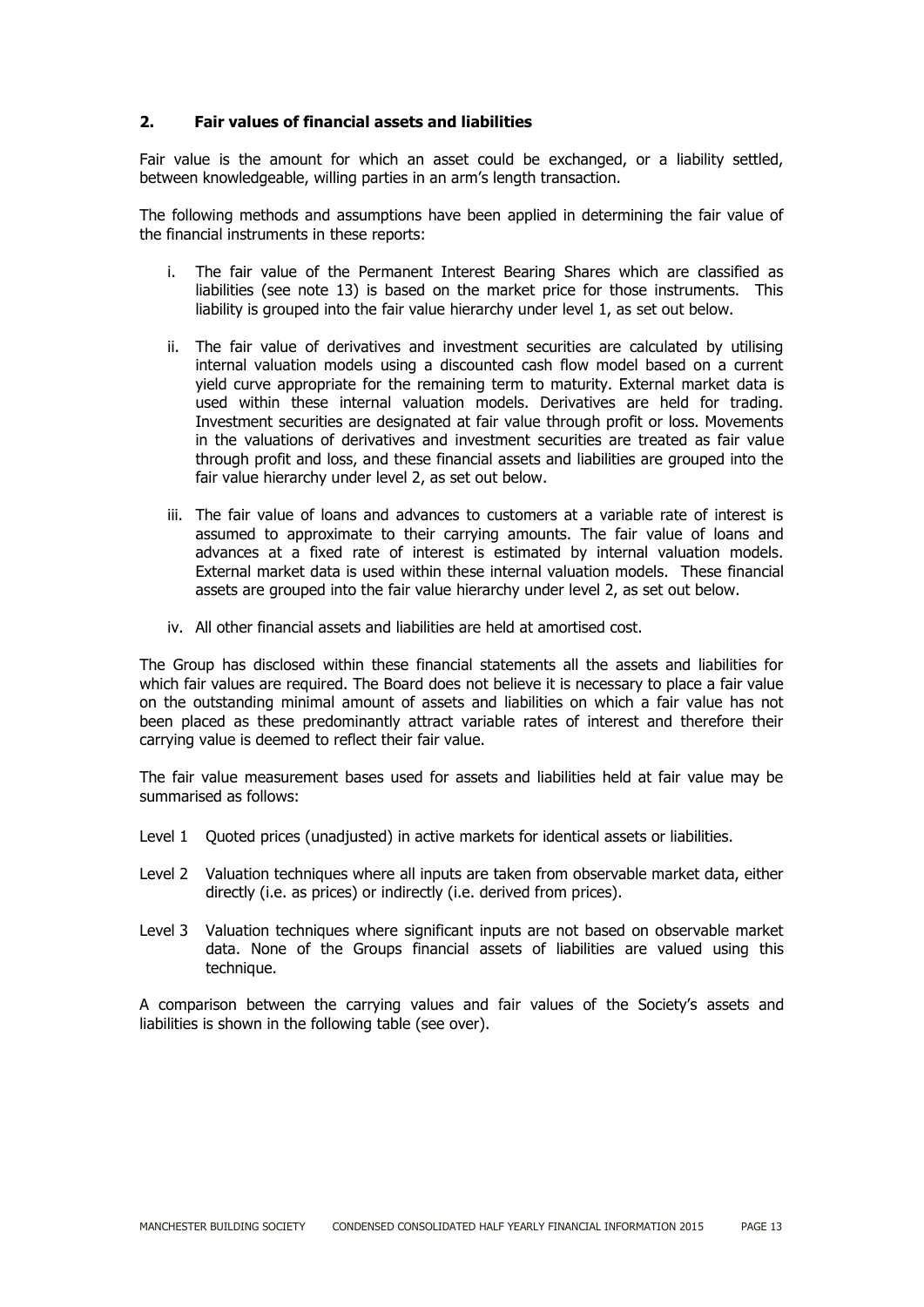## 2. Fair values of financial assets and liabilities

Fair value is the amount for which an asset could be exchanged, or a liability settled, between knowledgeable, willing parties in an arm's length transaction.

The following methods and assumptions have been applied in determining the fair value of the financial instruments in these reports:

i. The fair value of the Permanent Interest Bearing Shares which are classified as liabilities (see note 13) is based on the market price for those instruments. This liability is grouped into the fair value hierarchy under level 1, as set out below.

ii. The fair value of derivatives and investment securities are calculated by utilising internal valuation models using a discounted cash flow model based on a current yield curve appropriate for the remaining term to maturity. External market data is used within these internal valuation models. Derivatives are held for trading. Investment securities are designated at fair value through profit or loss. Movements in the valuations of derivatives and investment securities are treated as fair value through profit and loss, and these financial assets and liabilities are grouped into the fair value hierarchy under level 2, as set out below.

iii. The fair value of loans and advances to customers at a variable rate of interest is assumed to approximate to their carrying amounts. The fair value of loans and advances at a fixed rate of interest is estimated by internal valuation models. External market data is used within these internal valuation models. These financial assets are grouped into the fair value hierarchy under level 2, as set out below.

iv. All other financial assets and liabilities are held at amortised cost.

The Group has disclosed within these financial statements all the assets and liabilities for which fair values are required. The Board does not believe it is necessary to place a fair value on the outstanding minimal amount of assets and liabilities on which a fair value has not been placed as these predominantly attract variable rates of interest and therefore their carrying value is deemed to reflect their fair value.

The fair value measurement bases used for assets and liabilities held at fair value may be summarised as follows:

Level 1 Quoted prices (unadjusted) in active markets for identical assets or liabilities.

Level 2 Valuation techniques where all inputs are taken from observable market data, either directly (i.e. as prices) or indirectly (i.e. derived from prices).

Level 3 Valuation techniques where significant inputs are not based on observable market data. None of the Groups financial assets of liabilities are valued using this technique.

A comparison between the carrying values and fair values of the Society's assets and liabilities is shown in the following table (see over).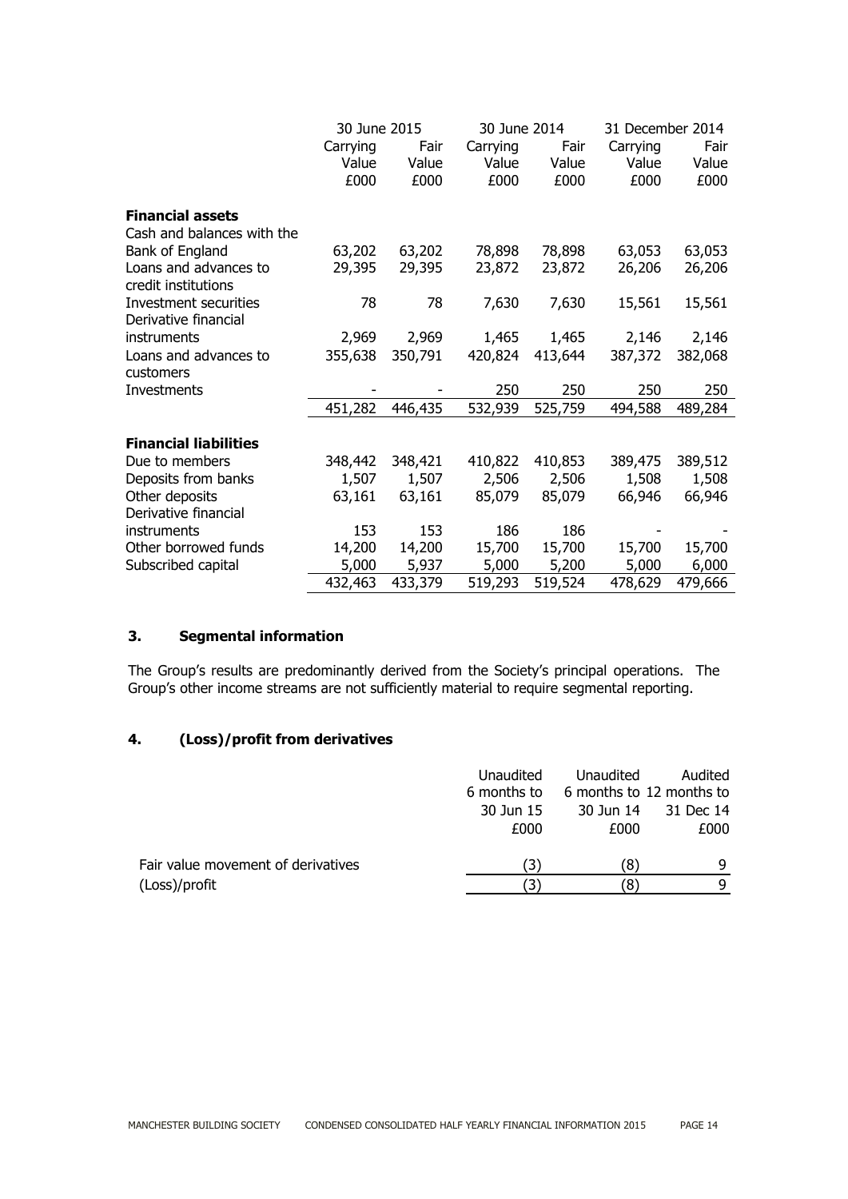| | 30 June 2015 | | 30 June 2014 | | 31 December 2014 | |
|---|---|---|---|---|---|---|
| | Carrying Value £000 | Fair Value £000 | Carrying Value £000 | Fair Value £000 | Carrying Value £000 | Fair Value £000 |
| **Financial assets** | | | | | | |
| Cash and balances with the Bank of England | 63,202 | 63,202 | 78,898 | 78,898 | 63,053 | 63,053 |
| Loans and advances to credit institutions | 29,395 | 29,395 | 23,872 | 23,872 | 26,206 | 26,206 |
| Investment securities | 78 | 78 | 7,630 | 7,630 | 15,561 | 15,561 |
| Derivative financial instruments | 2,969 | 2,969 | 1,465 | 1,465 | 2,146 | 2,146 |
| Loans and advances to customers | 355,638 | 350,791 | 420,824 | 413,644 | 387,372 | 382,068 |
| Investments | - | - | 250 | 250 | 250 | 250 |
| | 451,282 | 446,435 | 532,939 | 525,759 | 494,588 | 489,284 |
| **Financial liabilities** | | | | | | |
| Due to members | 348,442 | 348,421 | 410,822 | 410,853 | 389,475 | 389,512 |
| Deposits from banks | 1,507 | 1,507 | 2,506 | 2,506 | 1,508 | 1,508 |
| Other deposits | 63,161 | 63,161 | 85,079 | 85,079 | 66,946 | 66,946 |
| Derivative financial instruments | 153 | 153 | 186 | 186 | - | - |
| Other borrowed funds | 14,200 | 14,200 | 15,700 | 15,700 | 15,700 | 15,700 |
| Subscribed capital | 5,000 | 5,937 | 5,000 | 5,200 | 5,000 | 6,000 |
| | 432,463 | 433,379 | 519,293 | 519,524 | 478,629 | 479,666 |

## 3. Segmental information

The Group's results are predominantly derived from the Society's principal operations. The Group's other income streams are not sufficiently material to require segmental reporting.

## 4. (Loss)/profit from derivatives

| | Unaudited 6 months to 30 Jun 15 £000 | Unaudited 6 months to 30 Jun 14 £000 | Audited 12 months to 31 Dec 14 £000 |
|---|---|---|---|
| Fair value movement of derivatives | (3) | (8) | 9 |
| (Loss)/profit | (3) | (8) | 9 |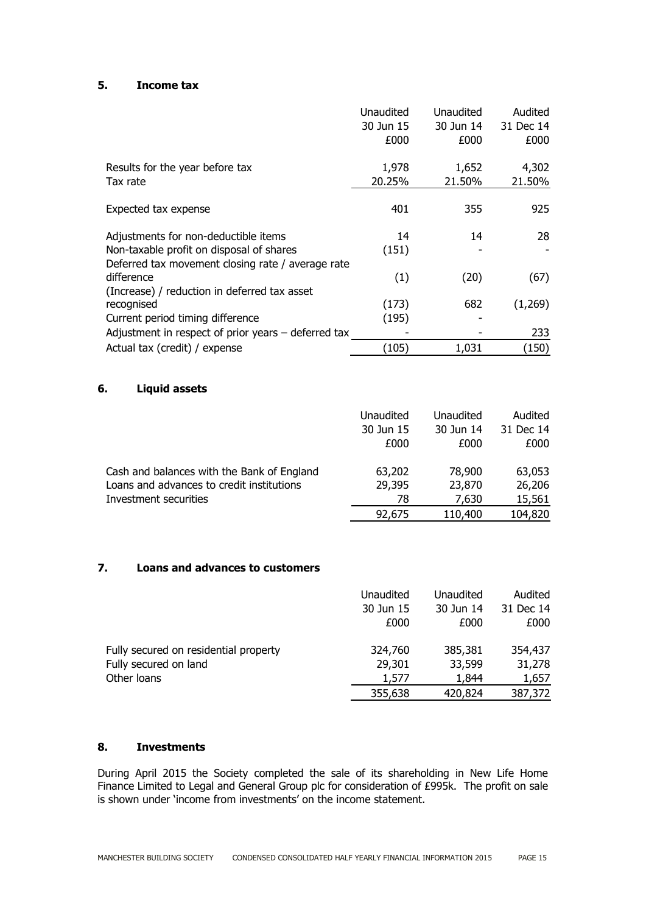## 5. Income tax

| | Unaudited 30 Jun 15 £000 | Unaudited 30 Jun 14 £000 | Audited 31 Dec 14 £000 |
|---|---|---|---|
| Results for the year before tax | 1,978 | 1,652 | 4,302 |
| Tax rate | 20.25% | 21.50% | 21.50% |
| Expected tax expense | 401 | 355 | 925 |
| Adjustments for non-deductible items | 14 | 14 | 28 |
| Non-taxable profit on disposal of shares | (151) | - | - |
| Deferred tax movement closing rate / average rate difference | (1) | (20) | (67) |
| (Increase) / reduction in deferred tax asset recognised | (173) | 682 | (1,269) |
| Current period timing difference | (195) | - | |
| Adjustment in respect of prior years – deferred tax | - | - | 233 |
| Actual tax (credit) / expense | (105) | 1,031 | (150) |

## 6. Liquid assets

| | Unaudited 30 Jun 15 £000 | Unaudited 30 Jun 14 £000 | Audited 31 Dec 14 £000 |
|---|---|---|---|
| Cash and balances with the Bank of England | 63,202 | 78,900 | 63,053 |
| Loans and advances to credit institutions | 29,395 | 23,870 | 26,206 |
| Investment securities | 78 | 7,630 | 15,561 |
| | 92,675 | 110,400 | 104,820 |

## 7. Loans and advances to customers

| | Unaudited 30 Jun 15 £000 | Unaudited 30 Jun 14 £000 | Audited 31 Dec 14 £000 |
|---|---|---|---|
| Fully secured on residential property | 324,760 | 385,381 | 354,437 |
| Fully secured on land | 29,301 | 33,599 | 31,278 |
| Other loans | 1,577 | 1,844 | 1,657 |
| | 355,638 | 420,824 | 387,372 |

## 8. Investments

During April 2015 the Society completed the sale of its shareholding in New Life Home Finance Limited to Legal and General Group plc for consideration of £995k. The profit on sale is shown under 'income from investments' on the income statement.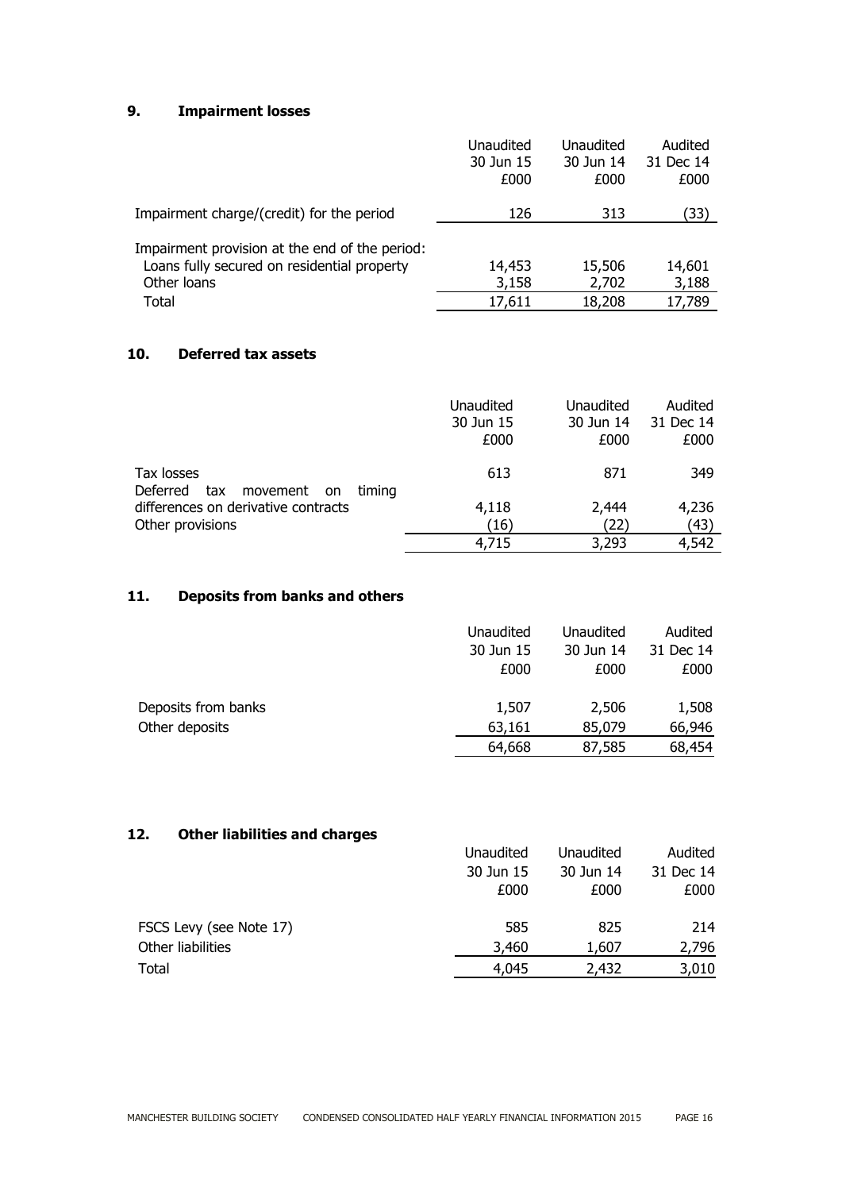## 9. Impairment losses

| | Unaudited 30 Jun 15 £000 | Unaudited 30 Jun 14 £000 | Audited 31 Dec 14 £000 |
|---|---|---|---|
| Impairment charge/(credit) for the period | 126 | 313 | (33) |
| Impairment provision at the end of the period: | | | |
| Loans fully secured on residential property | 14,453 | 15,506 | 14,601 |
| Other loans | 3,158 | 2,702 | 3,188 |
| Total | 17,611 | 18,208 | 17,789 |

## 10. Deferred tax assets

| | Unaudited 30 Jun 15 £000 | Unaudited 30 Jun 14 £000 | Audited 31 Dec 14 £000 |
|---|---|---|---|
| Tax losses | 613 | 871 | 349 |
| Deferred tax movement on timing differences on derivative contracts | 4,118 | 2,444 | 4,236 |
| Other provisions | (16) | (22) | (43) |
| | 4,715 | 3,293 | 4,542 |

## 11. Deposits from banks and others

| | Unaudited 30 Jun 15 £000 | Unaudited 30 Jun 14 £000 | Audited 31 Dec 14 £000 |
|---|---|---|---|
| Deposits from banks | 1,507 | 2,506 | 1,508 |
| Other deposits | 63,161 | 85,079 | 66,946 |
| | 64,668 | 87,585 | 68,454 |

## 12. Other liabilities and charges

| | Unaudited 30 Jun 15 £000 | Unaudited 30 Jun 14 £000 | Audited 31 Dec 14 £000 |
|---|---|---|---|
| FSCS Levy (see Note 17) | 585 | 825 | 214 |
| Other liabilities | 3,460 | 1,607 | 2,796 |
| Total | 4,045 | 2,432 | 3,010 |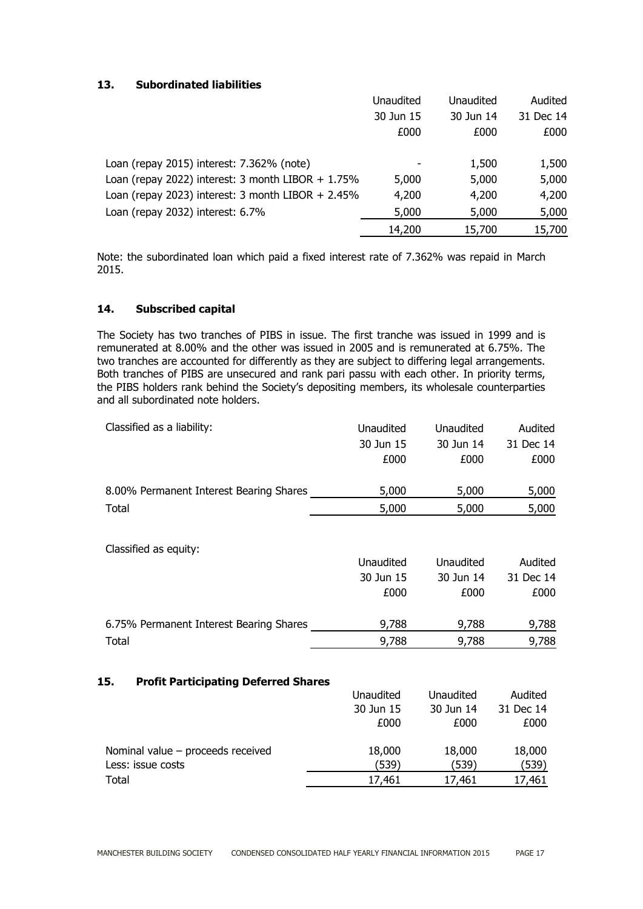## 13. Subordinated liabilities

| | Unaudited 30 Jun 15 £000 | Unaudited 30 Jun 14 £000 | Audited 31 Dec 14 £000 |
|---|---|---|---|
| Loan (repay 2015) interest: 7.362% (note) | - | 1,500 | 1,500 |
| Loan (repay 2022) interest: 3 month LIBOR + 1.75% | 5,000 | 5,000 | 5,000 |
| Loan (repay 2023) interest: 3 month LIBOR + 2.45% | 4,200 | 4,200 | 4,200 |
| Loan (repay 2032) interest: 6.7% | 5,000 | 5,000 | 5,000 |
| | 14,200 | 15,700 | 15,700 |

Note: the subordinated loan which paid a fixed interest rate of 7.362% was repaid in March 2015.

## 14. Subscribed capital

The Society has two tranches of PIBS in issue. The first tranche was issued in 1999 and is remunerated at 8.00% and the other was issued in 2005 and is remunerated at 6.75%. The two tranches are accounted for differently as they are subject to differing legal arrangements. Both tranches of PIBS are unsecured and rank pari passu with each other. In priority terms, the PIBS holders rank behind the Society's depositing members, its wholesale counterparties and all subordinated note holders.

| Classified as a liability: | Unaudited 30 Jun 15 £000 | Unaudited 30 Jun 14 £000 | Audited 31 Dec 14 £000 |
|---|---|---|---|
| 8.00% Permanent Interest Bearing Shares | 5,000 | 5,000 | 5,000 |
| Total | 5,000 | 5,000 | 5,000 |

Classified as equity:

| | Unaudited 30 Jun 15 £000 | Unaudited 30 Jun 14 £000 | Audited 31 Dec 14 £000 |
|---|---|---|---|
| 6.75% Permanent Interest Bearing Shares | 9,788 | 9,788 | 9,788 |
| Total | 9,788 | 9,788 | 9,788 |

## 15. Profit Participating Deferred Shares

| | Unaudited 30 Jun 15 £000 | Unaudited 30 Jun 14 £000 | Audited 31 Dec 14 £000 |
|---|---|---|---|
| Nominal value – proceeds received | 18,000 | 18,000 | 18,000 |
| Less: issue costs | (539) | (539) | (539) |
| Total | 17,461 | 17,461 | 17,461 |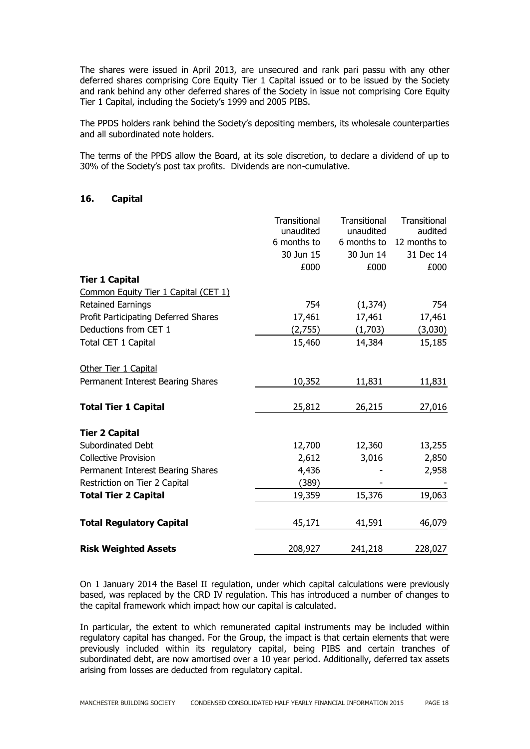The shares were issued in April 2013, are unsecured and rank pari passu with any other deferred shares comprising Core Equity Tier 1 Capital issued or to be issued by the Society and rank behind any other deferred shares of the Society in issue not comprising Core Equity Tier 1 Capital, including the Society's 1999 and 2005 PIBS.

The PPDS holders rank behind the Society's depositing members, its wholesale counterparties and all subordinated note holders.

The terms of the PPDS allow the Board, at its sole discretion, to declare a dividend of up to 30% of the Society's post tax profits. Dividends are non-cumulative.

## 16. Capital

| | Transitional unaudited 6 months to 30 Jun 15 £000 | Transitional unaudited 6 months to 30 Jun 14 £000 | Transitional audited 12 months to 31 Dec 14 £000 |
|---|---|---|---|
| **Tier 1 Capital** | | | |
| Common Equity Tier 1 Capital (CET 1) | | | |
| Retained Earnings | 754 | (1,374) | 754 |
| Profit Participating Deferred Shares | 17,461 | 17,461 | 17,461 |
| Deductions from CET 1 | (2,755) | (1,703) | (3,030) |
| Total CET 1 Capital | 15,460 | 14,384 | 15,185 |
| Other Tier 1 Capital | | | |
| Permanent Interest Bearing Shares | 10,352 | 11,831 | 11,831 |
| **Total Tier 1 Capital** | 25,812 | 26,215 | 27,016 |
| **Tier 2 Capital** | | | |
| Subordinated Debt | 12,700 | 12,360 | 13,255 |
| Collective Provision | 2,612 | 3,016 | 2,850 |
| Permanent Interest Bearing Shares | 4,436 | - | 2,958 |
| Restriction on Tier 2 Capital | (389) | - | - |
| **Total Tier 2 Capital** | 19,359 | 15,376 | 19,063 |
| **Total Regulatory Capital** | 45,171 | 41,591 | 46,079 |
| **Risk Weighted Assets** | 208,927 | 241,218 | 228,027 |

On 1 January 2014 the Basel II regulation, under which capital calculations were previously based, was replaced by the CRD IV regulation. This has introduced a number of changes to the capital framework which impact how our capital is calculated.

In particular, the extent to which remunerated capital instruments may be included within regulatory capital has changed. For the Group, the impact is that certain elements that were previously included within its regulatory capital, being PIBS and certain tranches of subordinated debt, are now amortised over a 10 year period. Additionally, deferred tax assets arising from losses are deducted from regulatory capital.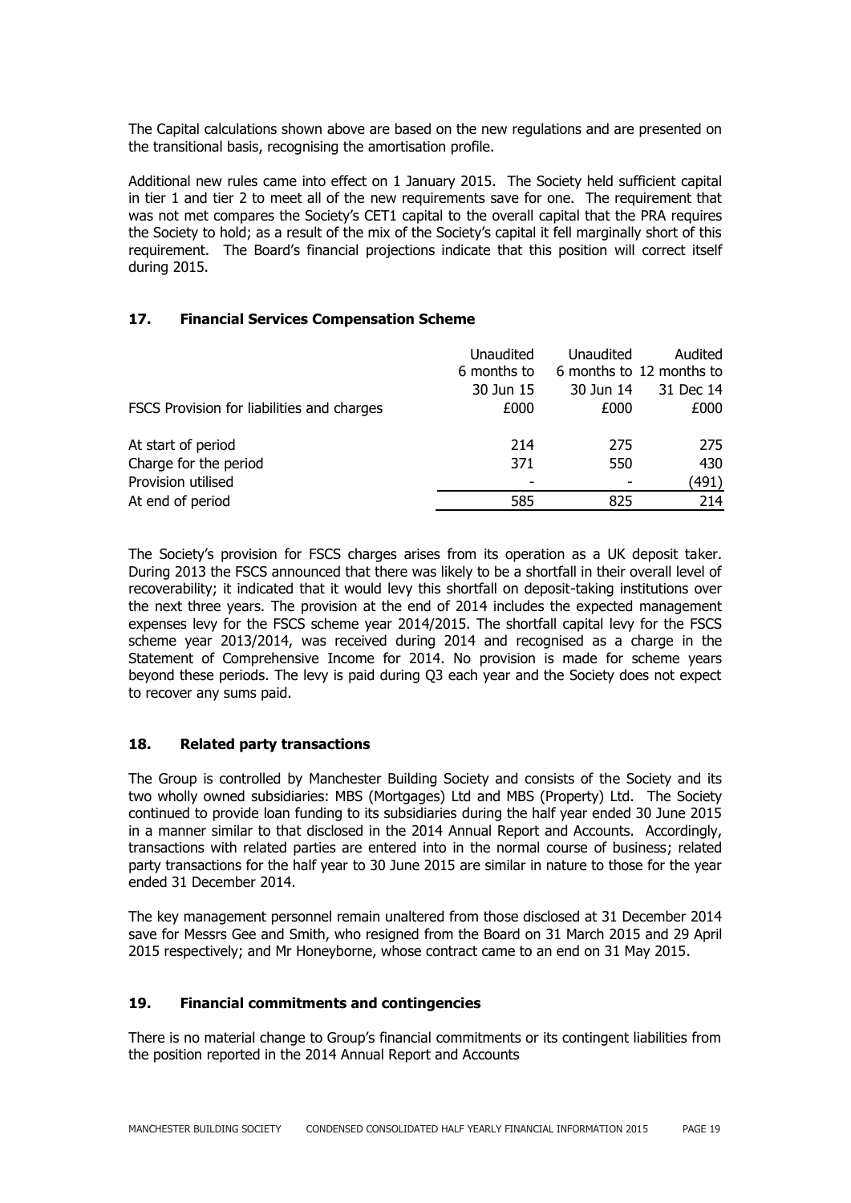The Capital calculations shown above are based on the new regulations and are presented on the transitional basis, recognising the amortisation profile.

Additional new rules came into effect on 1 January 2015. The Society held sufficient capital in tier 1 and tier 2 to meet all of the new requirements save for one. The requirement that was not met compares the Society's CET1 capital to the overall capital that the PRA requires the Society to hold; as a result of the mix of the Society's capital it fell marginally short of this requirement. The Board's financial projections indicate that this position will correct itself during 2015.

## 17. Financial Services Compensation Scheme

| FSCS Provision for liabilities and charges | Unaudited 6 months to 30 Jun 15 £000 | Unaudited 6 months to 30 Jun 14 £000 | Audited 12 months to 31 Dec 14 £000 |
|---|---|---|---|
| At start of period | 214 | 275 | 275 |
| Charge for the period | 371 | 550 | 430 |
| Provision utilised | - | - | (491) |
| At end of period | 585 | 825 | 214 |

The Society's provision for FSCS charges arises from its operation as a UK deposit taker. During 2013 the FSCS announced that there was likely to be a shortfall in their overall level of recoverability; it indicated that it would levy this shortfall on deposit-taking institutions over the next three years. The provision at the end of 2014 includes the expected management expenses levy for the FSCS scheme year 2014/2015. The shortfall capital levy for the FSCS scheme year 2013/2014, was received during 2014 and recognised as a charge in the Statement of Comprehensive Income for 2014. No provision is made for scheme years beyond these periods. The levy is paid during Q3 each year and the Society does not expect to recover any sums paid.

## 18. Related party transactions

The Group is controlled by Manchester Building Society and consists of the Society and its two wholly owned subsidiaries: MBS (Mortgages) Ltd and MBS (Property) Ltd. The Society continued to provide loan funding to its subsidiaries during the half year ended 30 June 2015 in a manner similar to that disclosed in the 2014 Annual Report and Accounts. Accordingly, transactions with related parties are entered into in the normal course of business; related party transactions for the half year to 30 June 2015 are similar in nature to those for the year ended 31 December 2014.

The key management personnel remain unaltered from those disclosed at 31 December 2014 save for Messrs Gee and Smith, who resigned from the Board on 31 March 2015 and 29 April 2015 respectively; and Mr Honeyborne, whose contract came to an end on 31 May 2015.

## 19. Financial commitments and contingencies

There is no material change to Group's financial commitments or its contingent liabilities from the position reported in the 2014 Annual Report and Accounts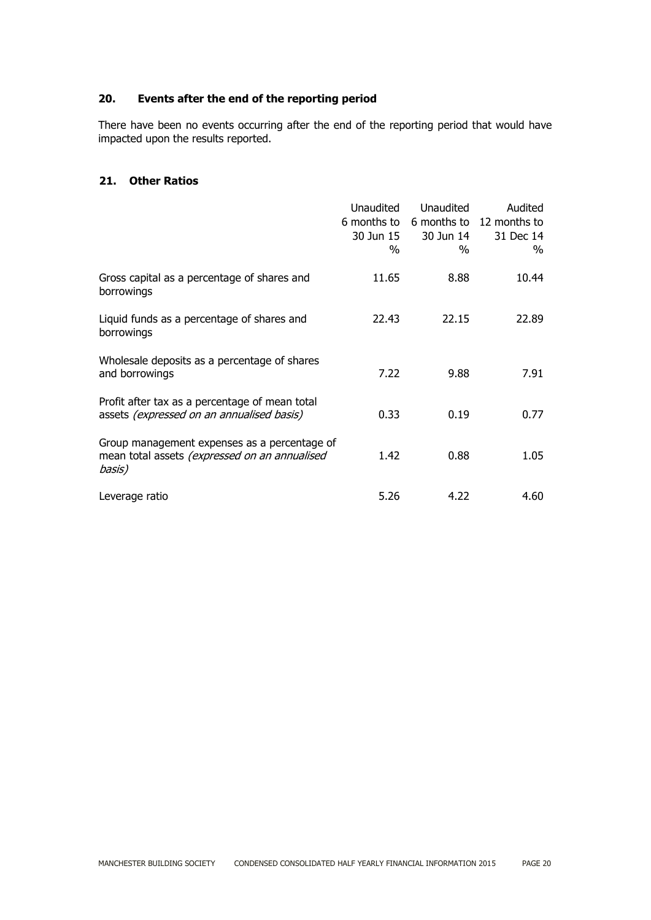## 20. Events after the end of the reporting period

There have been no events occurring after the end of the reporting period that would have impacted upon the results reported.

## 21. Other Ratios

| | Unaudited 6 months to 30 Jun 15 % | Unaudited 6 months to 30 Jun 14 % | Audited 12 months to 31 Dec 14 % |
|---|---|---|---|
| Gross capital as a percentage of shares and borrowings | 11.65 | 8.88 | 10.44 |
| Liquid funds as a percentage of shares and borrowings | 22.43 | 22.15 | 22.89 |
| Wholesale deposits as a percentage of shares and borrowings | 7.22 | 9.88 | 7.91 |
| Profit after tax as a percentage of mean total assets *(expressed on an annualised basis)* | 0.33 | 0.19 | 0.77 |
| Group management expenses as a percentage of mean total assets *(expressed on an annualised basis)* | 1.42 | 0.88 | 1.05 |
| Leverage ratio | 5.26 | 4.22 | 4.60 |